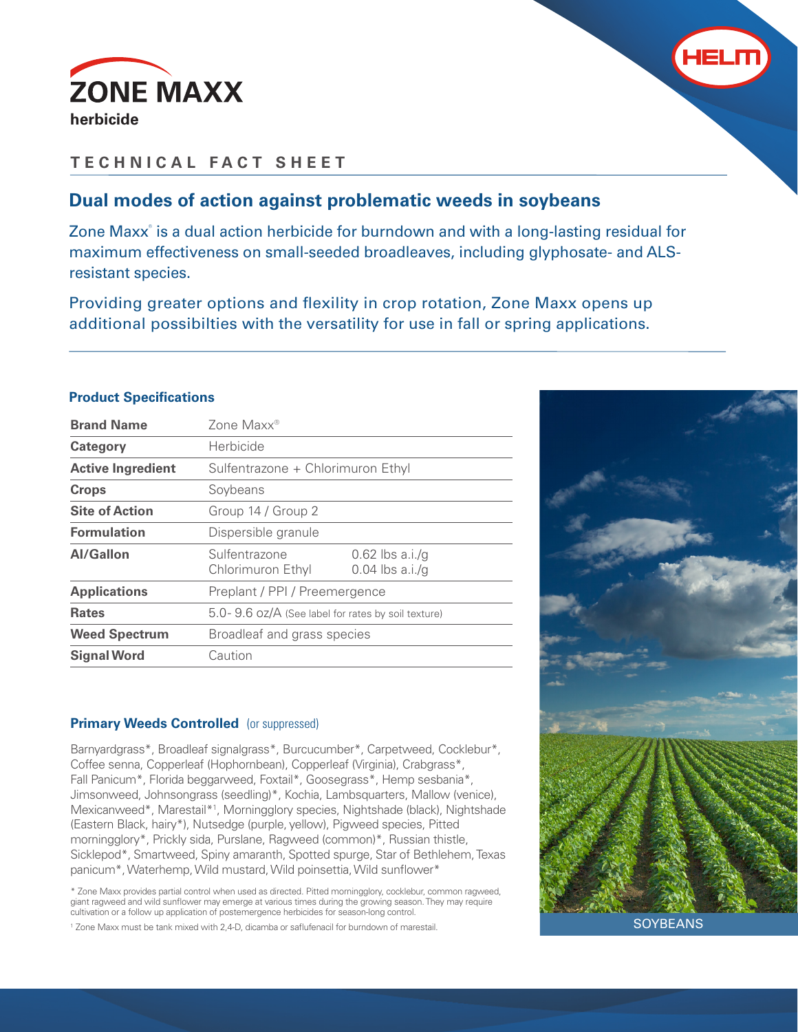# ZONE MAXX

**herbicide**

HELM

## TECHNICAL FACT SHEET

## Dual modes of action against problematic weeds in soybeans

Zone Maxx® is a dual action herbicide for burndown and with a long-lasting residual for maximum effectiveness on small-seeded broadleaves, including glyphosate- and ALS-resistant species.

Providing greater options and flexility in crop rotation, Zone Maxx opens up additional possibilties with the versatility for use in fall or spring applications.

### Product Specifications

| | | |
|---|---|---|
| **Brand Name** | Zone Maxx® | |
| **Category** | Herbicide | |
| **Active Ingredient** | Sulfentrazone + Chlorimuron Ethyl | |
| **Crops** | Soybeans | |
| **Site of Action** | Group 14 / Group 2 | |
| **Formulation** | Dispersible granule | |
| **AI/Gallon** | Sulfentrazone<br>Chlorimuron Ethyl | 0.62 lbs a.i./g<br>0.04 lbs a.i./g |
| **Applications** | Preplant / PPI / Preemergence | |
| **Rates** | 5.0- 9.6 oz/A (See label for rates by soil texture) | |
| **Weed Spectrum** | Broadleaf and grass species | |
| **Signal Word** | Caution | |

### Primary Weeds Controlled (or suppressed)

Barnyardgrass*, Broadleaf signalgrass*, Burcucumber*, Carpetweed, Cocklebur*, Coffee senna, Copperleaf (Hophornbean), Copperleaf (Virginia), Crabgrass*, Fall Panicum*, Florida beggarweed, Foxtail*, Goosegrass*, Hemp sesbania*, Jimsonweed, Johnsongrass (seedling)*, Kochia, Lambsquarters, Mallow (venice), Mexicanweed*, Marestail*[1], Morningglory species, Nightshade (black), Nightshade (Eastern Black, hairy*), Nutsedge (purple, yellow), Pigweed species, Pitted morningglory*, Prickly sida, Purslane, Ragweed (common)*, Russian thistle, Sicklepod*, Smartweed, Spiny amaranth, Spotted spurge, Star of Bethlehem, Texas panicum*, Waterhemp, Wild mustard, Wild poinsettia, Wild sunflower*

* Zone Maxx provides partial control when used as directed. Pitted morningglory, cocklebur, common ragweed, giant ragweed and wild sunflower may emerge at various times during the growing season. They may require cultivation or a follow up application of postemergence herbicides for season-long control.

[1] Zone Maxx must be tank mixed with 2,4-D, dicamba or saflufenacil for burndown of marestail.

SOYBEANS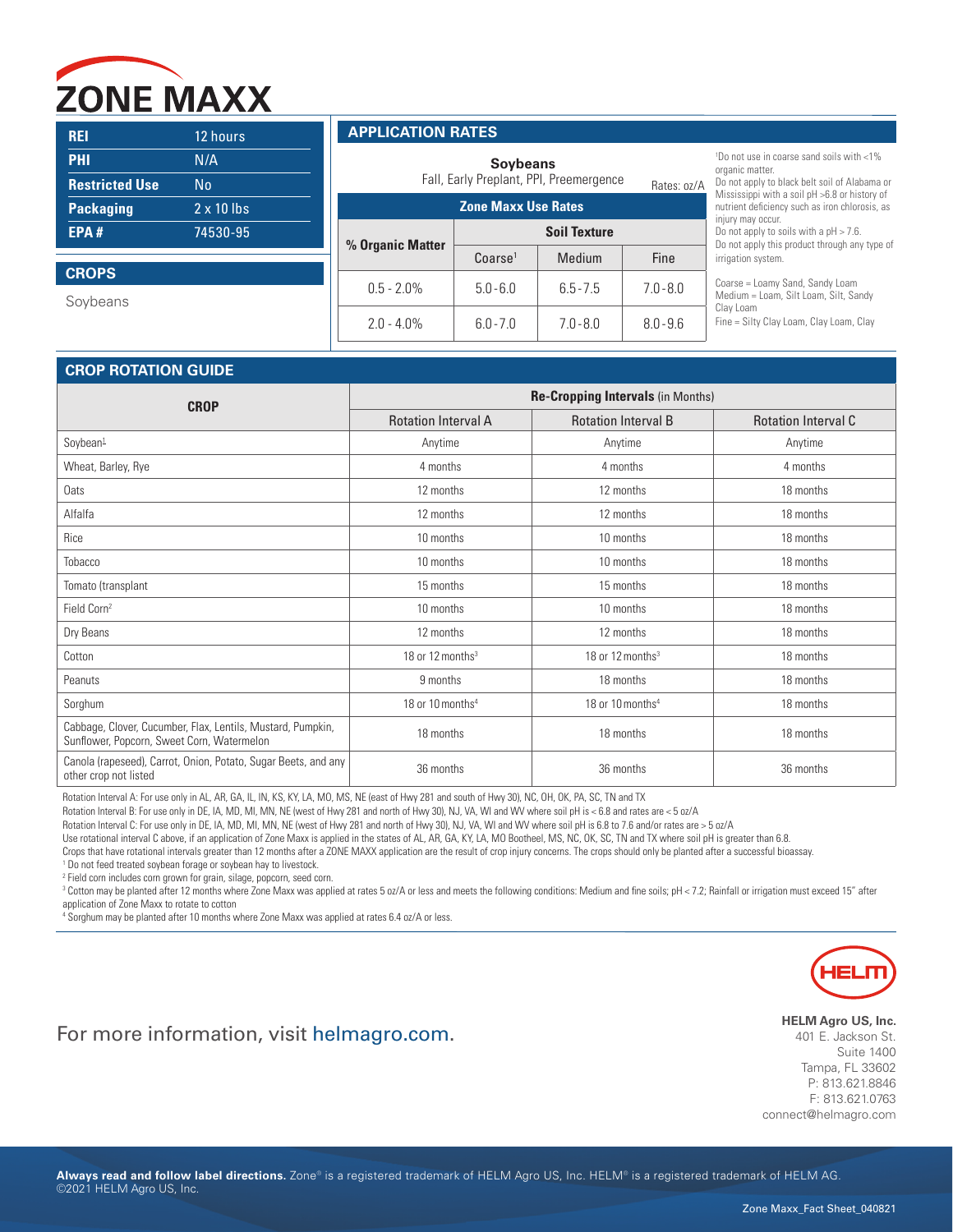# ZONE MAXX

| | |
|---|---|
| **REI** | 12 hours |
| **PHI** | N/A |
| **Restricted Use** | No |
| **Packaging** | 2 x 10 lbs |
| **EPA #** | 74530-95 |

## CROPS

Soybeans

## APPLICATION RATES

**Soybeans**
Fall, Early Preplant, PPI, Preemergence

Rates: oz/A

| Zone Maxx Use Rates | | | |
|---|---|---|---|
| % Organic Matter | Soil Texture | | |
| | Coarse[1] | Medium | Fine |
| 0.5 - 2.0% | 5.0 - 6.0 | 6.5 - 7.5 | 7.0 - 8.0 |
| 2.0 - 4.0% | 6.0 - 7.0 | 7.0 - 8.0 | 8.0 - 9.6 |

[1]Do not use in coarse sand soils with <1% organic matter.
Do not apply to black belt soil of Alabama or Mississippi with a soil pH >6.8 or history of nutrient deficiency such as iron chlorosis, as injury may occur.
Do not apply to soils with a pH > 7.6.
Do not apply this product through any type of irrigation system.

Coarse = Loamy Sand, Sandy Loam
Medium = Loam, Silt Loam, Silt, Sandy Clay Loam
Fine = Silty Clay Loam, Clay Loam, Clay

## CROP ROTATION GUIDE

| CROP | Re-Cropping Intervals (in Months) | | |
|---|---|---|---|
| | Rotation Interval A | Rotation Interval B | Rotation Interval C |
| Soybean[1] | Anytime | Anytime | Anytime |
| Wheat, Barley, Rye | 4 months | 4 months | 4 months |
| Oats | 12 months | 12 months | 18 months |
| Alfalfa | 12 months | 12 months | 18 months |
| Rice | 10 months | 10 months | 18 months |
| Tobacco | 10 months | 10 months | 18 months |
| Tomato (transplant | 15 months | 15 months | 18 months |
| Field Corn[2] | 10 months | 10 months | 18 months |
| Dry Beans | 12 months | 12 months | 18 months |
| Cotton | 18 or 12 months[3] | 18 or 12 months[3] | 18 months |
| Peanuts | 9 months | 18 months | 18 months |
| Sorghum | 18 or 10 months[4] | 18 or 10 months[4] | 18 months |
| Cabbage, Clover, Cucumber, Flax, Lentils, Mustard, Pumpkin, Sunflower, Popcorn, Sweet Corn, Watermelon | 18 months | 18 months | 18 months |
| Canola (rapeseed), Carrot, Onion, Potato, Sugar Beets, and any other crop not listed | 36 months | 36 months | 36 months |

Rotation Interval A: For use only in AL, AR, GA, IL, IN, KS, KY, LA, MO, MS, NE (east of Hwy 281 and south of Hwy 30), NC, OH, OK, PA, SC, TN and TX

Rotation Interval B: For use only in DE, IA, MD, MI, MN, NE (west of Hwy 281 and north of Hwy 30), NJ, VA, WI and WV where soil pH is < 6.8 and rates are < 5 oz/A

Rotation Interval C: For use only in DE, IA, MD, MI, MN, NE (west of Hwy 281 and north of Hwy 30), NJ, VA, WI and WV where soil pH is 6.8 to 7.6 and/or rates are > 5 oz/A

Use rotational interval C above, if an application of Zone Maxx is applied in the states of AL, AR, GA, KY, LA, MO Bootheel, MS, NC, OK, SC, TN and TX where soil pH is greater than 6.8.

Crops that have rotational intervals greater than 12 months after a ZONE MAXX application are the result of crop injury concerns. The crops should only be planted after a successful bioassay.

[1] Do not feed treated soybean forage or soybean hay to livestock.

[2] Field corn includes corn grown for grain, silage, popcorn, seed corn.

[3] Cotton may be planted after 12 months where Zone Maxx was applied at rates 5 oz/A or less and meets the following conditions: Medium and fine soils; pH < 7.2; Rainfall or irrigation must exceed 15" after application of Zone Maxx to rotate to cotton

[4] Sorghum may be planted after 10 months where Zone Maxx was applied at rates 6.4 oz/A or less.

For more information, visit helmagro.com.

HELM

**HELM Agro US, Inc.**
401 E. Jackson St.
Suite 1400
Tampa, FL 33602
P: 813.621.8846
F: 813.621.0763
connect@helmagro.com

**Always read and follow label directions.** Zone® is a registered trademark of HELM Agro US, Inc. HELM® is a registered trademark of HELM AG.
©2021 HELM Agro US, Inc.

Zone Maxx_Fact Sheet_040821